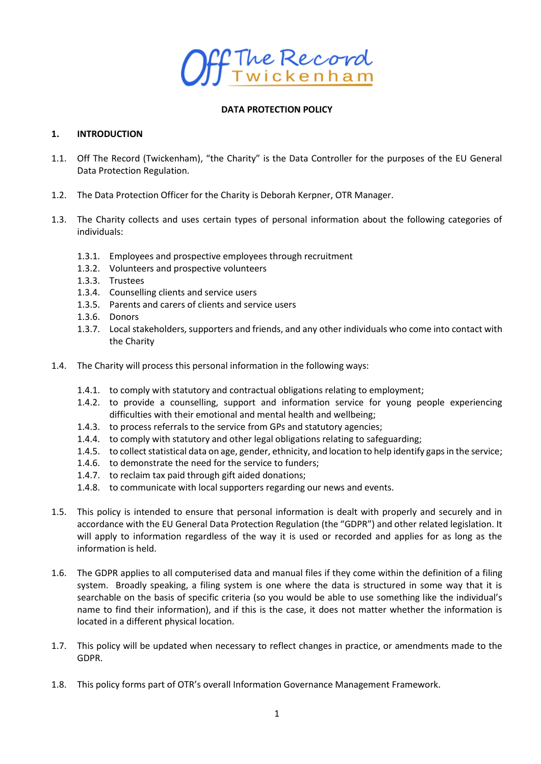Off The Record Twickenham

# DATA PROTECTION POLICY

## 1. INTRODUCTION

1.1. Off The Record (Twickenham), "the Charity" is the Data Controller for the purposes of the EU General Data Protection Regulation.

1.2. The Data Protection Officer for the Charity is Deborah Kerpner, OTR Manager.

1.3. The Charity collects and uses certain types of personal information about the following categories of individuals:

- 1.3.1. Employees and prospective employees through recruitment
- 1.3.2. Volunteers and prospective volunteers
- 1.3.3. Trustees
- 1.3.4. Counselling clients and service users
- 1.3.5. Parents and carers of clients and service users
- 1.3.6. Donors
- 1.3.7. Local stakeholders, supporters and friends, and any other individuals who come into contact with the Charity

1.4. The Charity will process this personal information in the following ways:

- 1.4.1. to comply with statutory and contractual obligations relating to employment;
- 1.4.2. to provide a counselling, support and information service for young people experiencing difficulties with their emotional and mental health and wellbeing;
- 1.4.3. to process referrals to the service from GPs and statutory agencies;
- 1.4.4. to comply with statutory and other legal obligations relating to safeguarding;
- 1.4.5. to collect statistical data on age, gender, ethnicity, and location to help identify gaps in the service;
- 1.4.6. to demonstrate the need for the service to funders;
- 1.4.7. to reclaim tax paid through gift aided donations;
- 1.4.8. to communicate with local supporters regarding our news and events.

1.5. This policy is intended to ensure that personal information is dealt with properly and securely and in accordance with the EU General Data Protection Regulation (the "GDPR") and other related legislation. It will apply to information regardless of the way it is used or recorded and applies for as long as the information is held.

1.6. The GDPR applies to all computerised data and manual files if they come within the definition of a filing system. Broadly speaking, a filing system is one where the data is structured in some way that it is searchable on the basis of specific criteria (so you would be able to use something like the individual's name to find their information), and if this is the case, it does not matter whether the information is located in a different physical location.

1.7. This policy will be updated when necessary to reflect changes in practice, or amendments made to the GDPR.

1.8. This policy forms part of OTR's overall Information Governance Management Framework.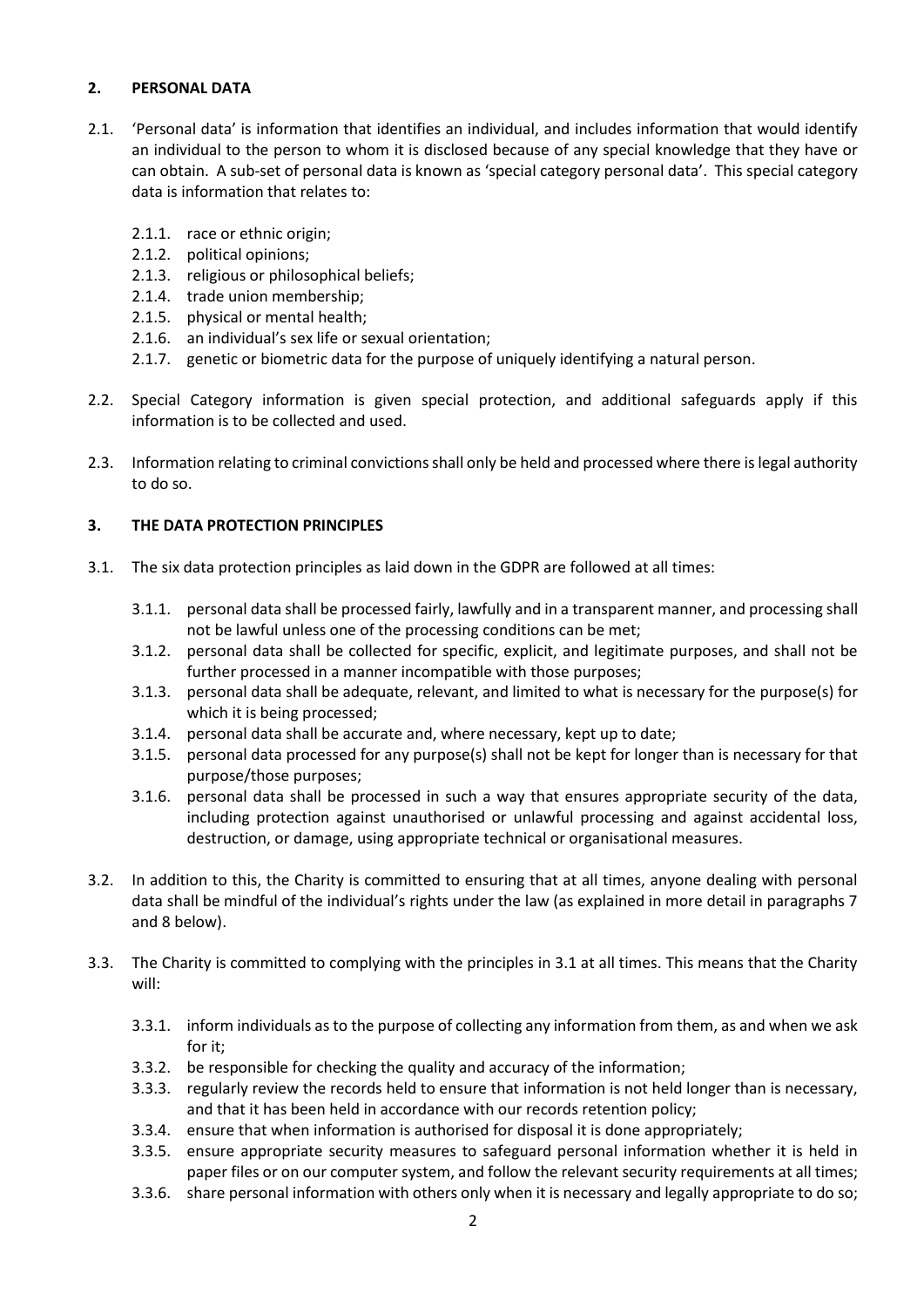## 2. PERSONAL DATA

2.1. 'Personal data' is information that identifies an individual, and includes information that would identify an individual to the person to whom it is disclosed because of any special knowledge that they have or can obtain. A sub-set of personal data is known as 'special category personal data'. This special category data is information that relates to:

- 2.1.1. race or ethnic origin;
- 2.1.2. political opinions;
- 2.1.3. religious or philosophical beliefs;
- 2.1.4. trade union membership;
- 2.1.5. physical or mental health;
- 2.1.6. an individual's sex life or sexual orientation;
- 2.1.7. genetic or biometric data for the purpose of uniquely identifying a natural person.

2.2. Special Category information is given special protection, and additional safeguards apply if this information is to be collected and used.

2.3. Information relating to criminal convictions shall only be held and processed where there is legal authority to do so.

## 3. THE DATA PROTECTION PRINCIPLES

3.1. The six data protection principles as laid down in the GDPR are followed at all times:

- 3.1.1. personal data shall be processed fairly, lawfully and in a transparent manner, and processing shall not be lawful unless one of the processing conditions can be met;
- 3.1.2. personal data shall be collected for specific, explicit, and legitimate purposes, and shall not be further processed in a manner incompatible with those purposes;
- 3.1.3. personal data shall be adequate, relevant, and limited to what is necessary for the purpose(s) for which it is being processed;
- 3.1.4. personal data shall be accurate and, where necessary, kept up to date;
- 3.1.5. personal data processed for any purpose(s) shall not be kept for longer than is necessary for that purpose/those purposes;
- 3.1.6. personal data shall be processed in such a way that ensures appropriate security of the data, including protection against unauthorised or unlawful processing and against accidental loss, destruction, or damage, using appropriate technical or organisational measures.

3.2. In addition to this, the Charity is committed to ensuring that at all times, anyone dealing with personal data shall be mindful of the individual's rights under the law (as explained in more detail in paragraphs 7 and 8 below).

3.3. The Charity is committed to complying with the principles in 3.1 at all times. This means that the Charity will:

- 3.3.1. inform individuals as to the purpose of collecting any information from them, as and when we ask for it;
- 3.3.2. be responsible for checking the quality and accuracy of the information;
- 3.3.3. regularly review the records held to ensure that information is not held longer than is necessary, and that it has been held in accordance with our records retention policy;
- 3.3.4. ensure that when information is authorised for disposal it is done appropriately;
- 3.3.5. ensure appropriate security measures to safeguard personal information whether it is held in paper files or on our computer system, and follow the relevant security requirements at all times;
- 3.3.6. share personal information with others only when it is necessary and legally appropriate to do so;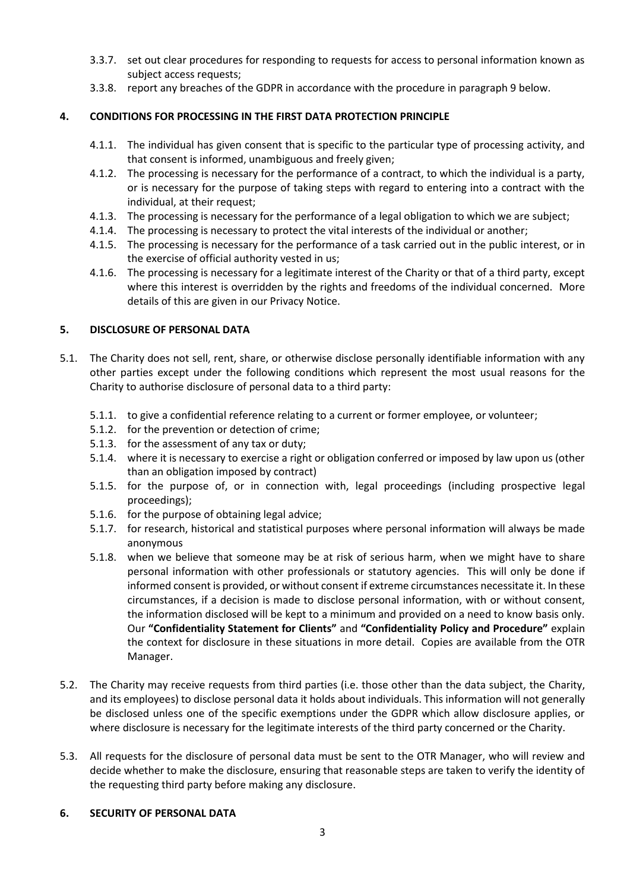3.3.7. set out clear procedures for responding to requests for access to personal information known as subject access requests;

3.3.8. report any breaches of the GDPR in accordance with the procedure in paragraph 9 below.

## 4. CONDITIONS FOR PROCESSING IN THE FIRST DATA PROTECTION PRINCIPLE

4.1.1. The individual has given consent that is specific to the particular type of processing activity, and that consent is informed, unambiguous and freely given;

4.1.2. The processing is necessary for the performance of a contract, to which the individual is a party, or is necessary for the purpose of taking steps with regard to entering into a contract with the individual, at their request;

4.1.3. The processing is necessary for the performance of a legal obligation to which we are subject;

4.1.4. The processing is necessary to protect the vital interests of the individual or another;

4.1.5. The processing is necessary for the performance of a task carried out in the public interest, or in the exercise of official authority vested in us;

4.1.6. The processing is necessary for a legitimate interest of the Charity or that of a third party, except where this interest is overridden by the rights and freedoms of the individual concerned. More details of this are given in our Privacy Notice.

## 5. DISCLOSURE OF PERSONAL DATA

5.1. The Charity does not sell, rent, share, or otherwise disclose personally identifiable information with any other parties except under the following conditions which represent the most usual reasons for the Charity to authorise disclosure of personal data to a third party:

5.1.1. to give a confidential reference relating to a current or former employee, or volunteer;

5.1.2. for the prevention or detection of crime;

5.1.3. for the assessment of any tax or duty;

5.1.4. where it is necessary to exercise a right or obligation conferred or imposed by law upon us (other than an obligation imposed by contract)

5.1.5. for the purpose of, or in connection with, legal proceedings (including prospective legal proceedings);

5.1.6. for the purpose of obtaining legal advice;

5.1.7. for research, historical and statistical purposes where personal information will always be made anonymous

5.1.8. when we believe that someone may be at risk of serious harm, when we might have to share personal information with other professionals or statutory agencies. This will only be done if informed consent is provided, or without consent if extreme circumstances necessitate it. In these circumstances, if a decision is made to disclose personal information, with or without consent, the information disclosed will be kept to a minimum and provided on a need to know basis only. Our **"Confidentiality Statement for Clients"** and **"Confidentiality Policy and Procedure"** explain the context for disclosure in these situations in more detail. Copies are available from the OTR Manager.

5.2. The Charity may receive requests from third parties (i.e. those other than the data subject, the Charity, and its employees) to disclose personal data it holds about individuals. This information will not generally be disclosed unless one of the specific exemptions under the GDPR which allow disclosure applies, or where disclosure is necessary for the legitimate interests of the third party concerned or the Charity.

5.3. All requests for the disclosure of personal data must be sent to the OTR Manager, who will review and decide whether to make the disclosure, ensuring that reasonable steps are taken to verify the identity of the requesting third party before making any disclosure.

## 6. SECURITY OF PERSONAL DATA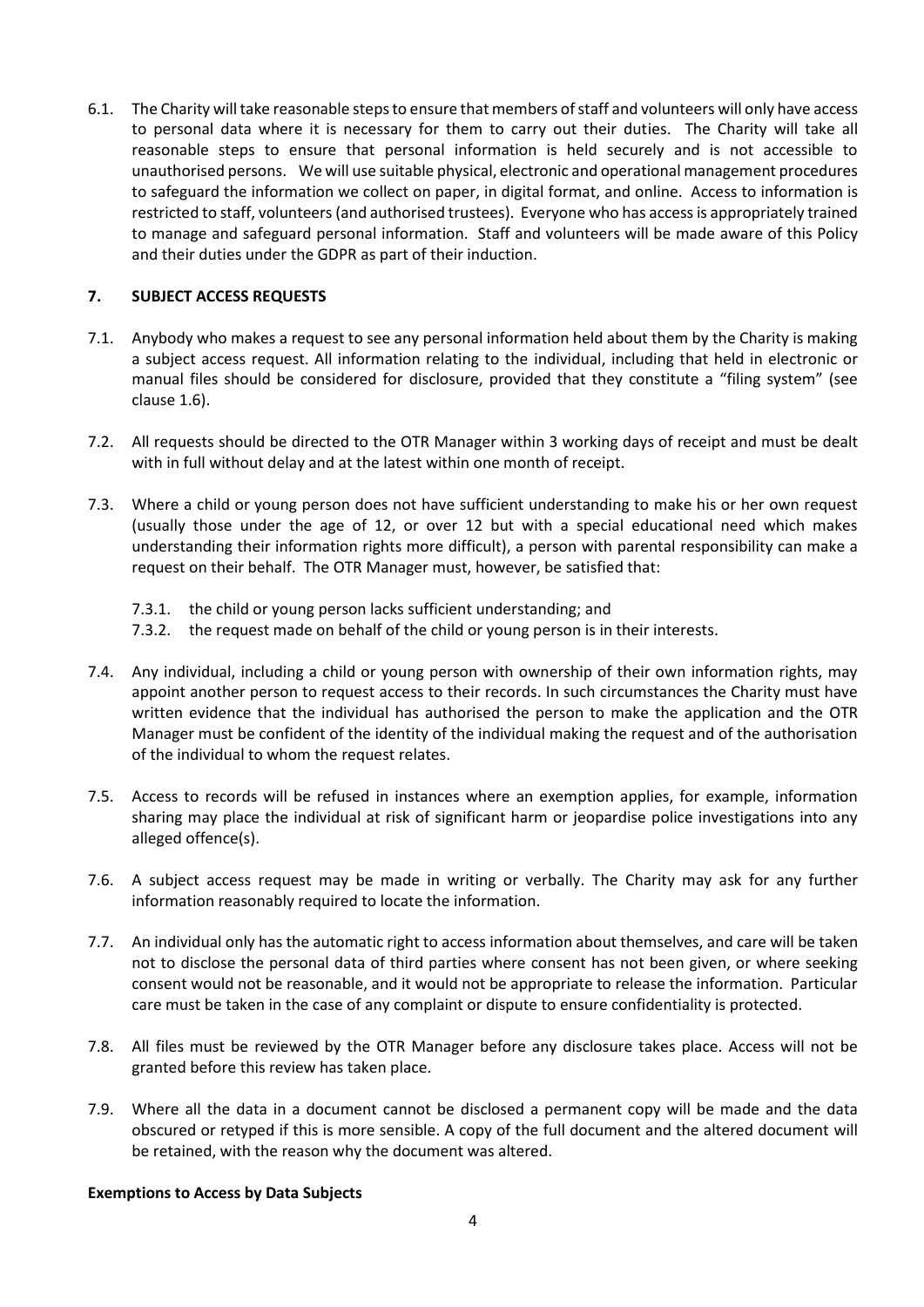6.1. The Charity will take reasonable steps to ensure that members of staff and volunteers will only have access to personal data where it is necessary for them to carry out their duties. The Charity will take all reasonable steps to ensure that personal information is held securely and is not accessible to unauthorised persons. We will use suitable physical, electronic and operational management procedures to safeguard the information we collect on paper, in digital format, and online. Access to information is restricted to staff, volunteers (and authorised trustees). Everyone who has access is appropriately trained to manage and safeguard personal information. Staff and volunteers will be made aware of this Policy and their duties under the GDPR as part of their induction.

## 7. SUBJECT ACCESS REQUESTS

7.1. Anybody who makes a request to see any personal information held about them by the Charity is making a subject access request. All information relating to the individual, including that held in electronic or manual files should be considered for disclosure, provided that they constitute a "filing system" (see clause 1.6).

7.2. All requests should be directed to the OTR Manager within 3 working days of receipt and must be dealt with in full without delay and at the latest within one month of receipt.

7.3. Where a child or young person does not have sufficient understanding to make his or her own request (usually those under the age of 12, or over 12 but with a special educational need which makes understanding their information rights more difficult), a person with parental responsibility can make a request on their behalf. The OTR Manager must, however, be satisfied that:

- 7.3.1. the child or young person lacks sufficient understanding; and
- 7.3.2. the request made on behalf of the child or young person is in their interests.

7.4. Any individual, including a child or young person with ownership of their own information rights, may appoint another person to request access to their records. In such circumstances the Charity must have written evidence that the individual has authorised the person to make the application and the OTR Manager must be confident of the identity of the individual making the request and of the authorisation of the individual to whom the request relates.

7.5. Access to records will be refused in instances where an exemption applies, for example, information sharing may place the individual at risk of significant harm or jeopardise police investigations into any alleged offence(s).

7.6. A subject access request may be made in writing or verbally. The Charity may ask for any further information reasonably required to locate the information.

7.7. An individual only has the automatic right to access information about themselves, and care will be taken not to disclose the personal data of third parties where consent has not been given, or where seeking consent would not be reasonable, and it would not be appropriate to release the information. Particular care must be taken in the case of any complaint or dispute to ensure confidentiality is protected.

7.8. All files must be reviewed by the OTR Manager before any disclosure takes place. Access will not be granted before this review has taken place.

7.9. Where all the data in a document cannot be disclosed a permanent copy will be made and the data obscured or retyped if this is more sensible. A copy of the full document and the altered document will be retained, with the reason why the document was altered.

**Exemptions to Access by Data Subjects**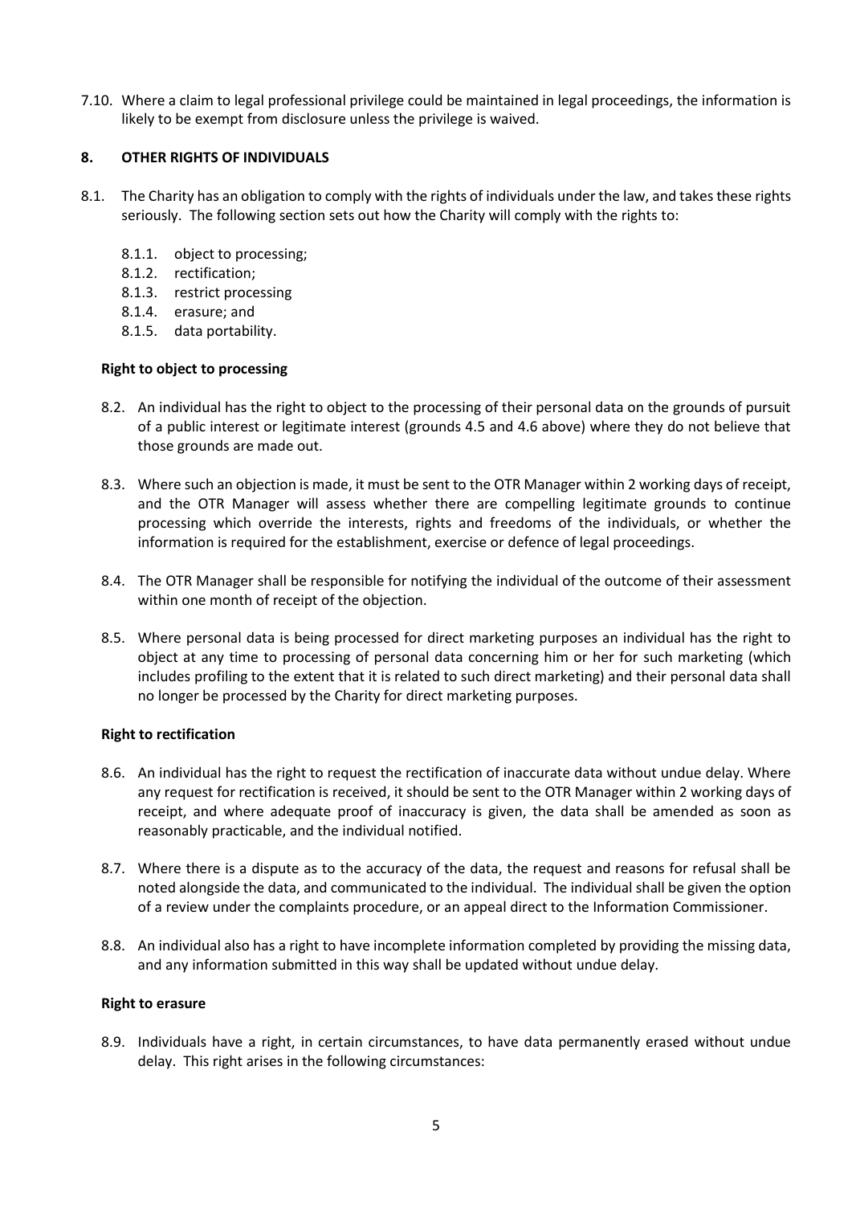7.10. Where a claim to legal professional privilege could be maintained in legal proceedings, the information is likely to be exempt from disclosure unless the privilege is waived.

## 8. OTHER RIGHTS OF INDIVIDUALS

8.1. The Charity has an obligation to comply with the rights of individuals under the law, and takes these rights seriously. The following section sets out how the Charity will comply with the rights to:

- 8.1.1. object to processing;
- 8.1.2. rectification;
- 8.1.3. restrict processing
- 8.1.4. erasure; and
- 8.1.5. data portability.

### Right to object to processing

8.2. An individual has the right to object to the processing of their personal data on the grounds of pursuit of a public interest or legitimate interest (grounds 4.5 and 4.6 above) where they do not believe that those grounds are made out.

8.3. Where such an objection is made, it must be sent to the OTR Manager within 2 working days of receipt, and the OTR Manager will assess whether there are compelling legitimate grounds to continue processing which override the interests, rights and freedoms of the individuals, or whether the information is required for the establishment, exercise or defence of legal proceedings.

8.4. The OTR Manager shall be responsible for notifying the individual of the outcome of their assessment within one month of receipt of the objection.

8.5. Where personal data is being processed for direct marketing purposes an individual has the right to object at any time to processing of personal data concerning him or her for such marketing (which includes profiling to the extent that it is related to such direct marketing) and their personal data shall no longer be processed by the Charity for direct marketing purposes.

### Right to rectification

8.6. An individual has the right to request the rectification of inaccurate data without undue delay. Where any request for rectification is received, it should be sent to the OTR Manager within 2 working days of receipt, and where adequate proof of inaccuracy is given, the data shall be amended as soon as reasonably practicable, and the individual notified.

8.7. Where there is a dispute as to the accuracy of the data, the request and reasons for refusal shall be noted alongside the data, and communicated to the individual. The individual shall be given the option of a review under the complaints procedure, or an appeal direct to the Information Commissioner.

8.8. An individual also has a right to have incomplete information completed by providing the missing data, and any information submitted in this way shall be updated without undue delay.

### Right to erasure

8.9. Individuals have a right, in certain circumstances, to have data permanently erased without undue delay. This right arises in the following circumstances: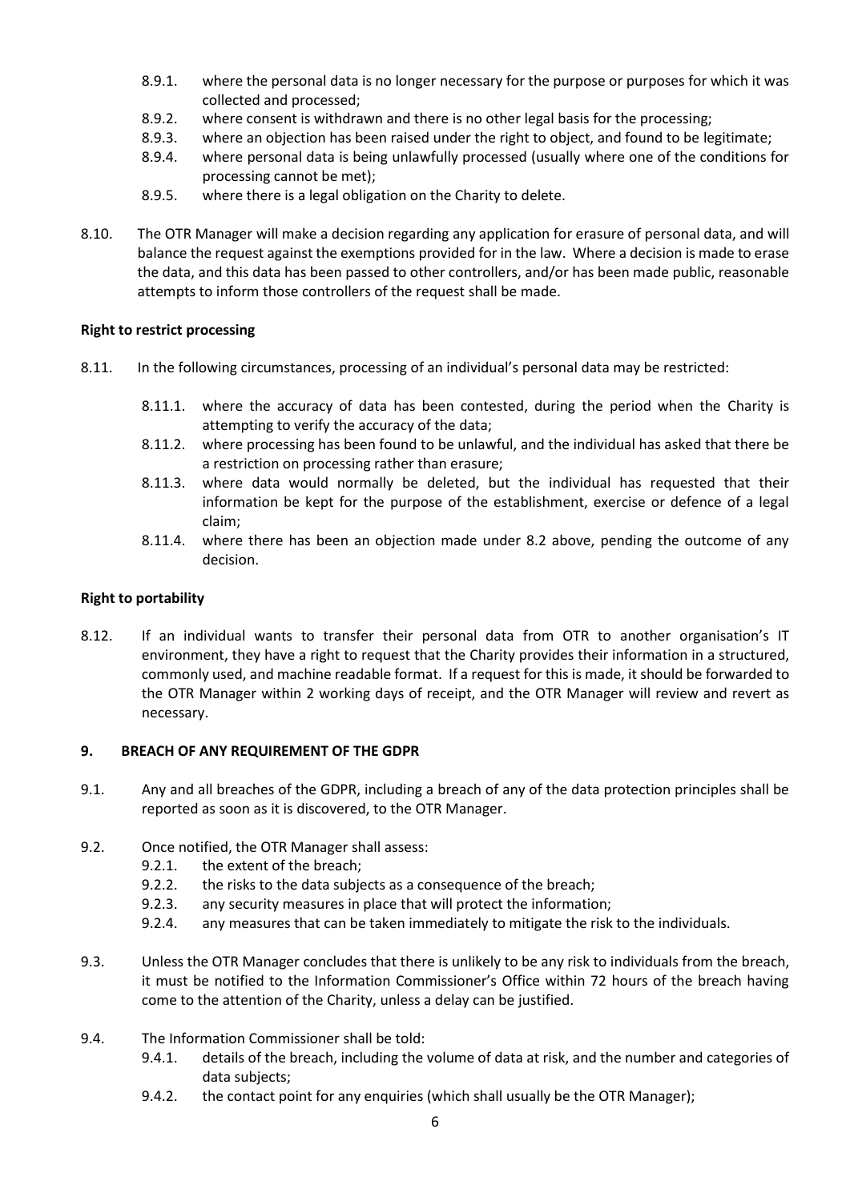- 8.9.1. where the personal data is no longer necessary for the purpose or purposes for which it was collected and processed;
- 8.9.2. where consent is withdrawn and there is no other legal basis for the processing;
- 8.9.3. where an objection has been raised under the right to object, and found to be legitimate;
- 8.9.4. where personal data is being unlawfully processed (usually where one of the conditions for processing cannot be met);
- 8.9.5. where there is a legal obligation on the Charity to delete.

8.10. The OTR Manager will make a decision regarding any application for erasure of personal data, and will balance the request against the exemptions provided for in the law. Where a decision is made to erase the data, and this data has been passed to other controllers, and/or has been made public, reasonable attempts to inform those controllers of the request shall be made.

**Right to restrict processing**

8.11. In the following circumstances, processing of an individual's personal data may be restricted:

- 8.11.1. where the accuracy of data has been contested, during the period when the Charity is attempting to verify the accuracy of the data;
- 8.11.2. where processing has been found to be unlawful, and the individual has asked that there be a restriction on processing rather than erasure;
- 8.11.3. where data would normally be deleted, but the individual has requested that their information be kept for the purpose of the establishment, exercise or defence of a legal claim;
- 8.11.4. where there has been an objection made under 8.2 above, pending the outcome of any decision.

**Right to portability**

8.12. If an individual wants to transfer their personal data from OTR to another organisation's IT environment, they have a right to request that the Charity provides their information in a structured, commonly used, and machine readable format. If a request for this is made, it should be forwarded to the OTR Manager within 2 working days of receipt, and the OTR Manager will review and revert as necessary.

## 9. BREACH OF ANY REQUIREMENT OF THE GDPR

9.1. Any and all breaches of the GDPR, including a breach of any of the data protection principles shall be reported as soon as it is discovered, to the OTR Manager.

9.2. Once notified, the OTR Manager shall assess:

- 9.2.1. the extent of the breach;
- 9.2.2. the risks to the data subjects as a consequence of the breach;
- 9.2.3. any security measures in place that will protect the information;
- 9.2.4. any measures that can be taken immediately to mitigate the risk to the individuals.

9.3. Unless the OTR Manager concludes that there is unlikely to be any risk to individuals from the breach, it must be notified to the Information Commissioner's Office within 72 hours of the breach having come to the attention of the Charity, unless a delay can be justified.

9.4. The Information Commissioner shall be told:

- 9.4.1. details of the breach, including the volume of data at risk, and the number and categories of data subjects;
- 9.4.2. the contact point for any enquiries (which shall usually be the OTR Manager);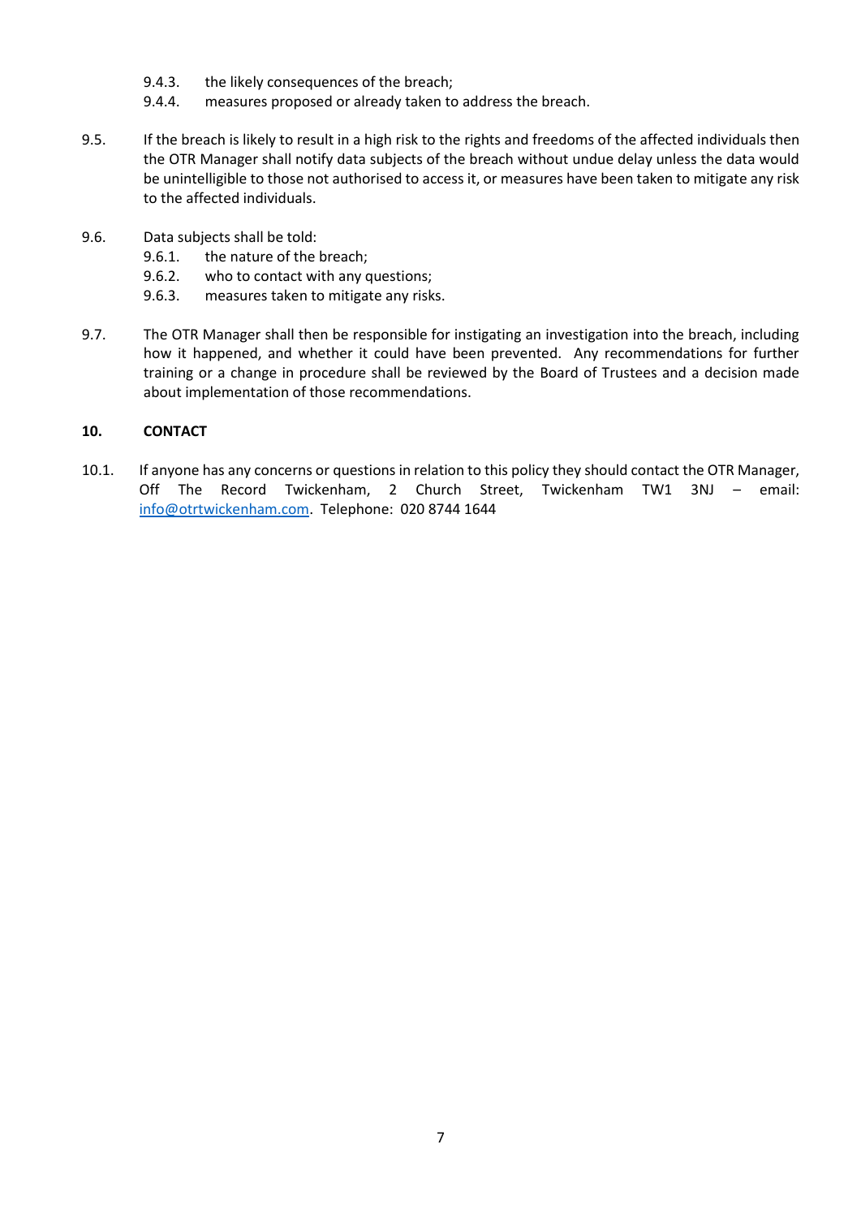9.4.3. the likely consequences of the breach;
9.4.4. measures proposed or already taken to address the breach.

9.5. If the breach is likely to result in a high risk to the rights and freedoms of the affected individuals then the OTR Manager shall notify data subjects of the breach without undue delay unless the data would be unintelligible to those not authorised to access it, or measures have been taken to mitigate any risk to the affected individuals.

9.6. Data subjects shall be told:
9.6.1. the nature of the breach;
9.6.2. who to contact with any questions;
9.6.3. measures taken to mitigate any risks.

9.7. The OTR Manager shall then be responsible for instigating an investigation into the breach, including how it happened, and whether it could have been prevented. Any recommendations for further training or a change in procedure shall be reviewed by the Board of Trustees and a decision made about implementation of those recommendations.

## 10. CONTACT

10.1. If anyone has any concerns or questions in relation to this policy they should contact the OTR Manager, Off The Record Twickenham, 2 Church Street, Twickenham TW1 3NJ – email: info@otrtwickenham.com. Telephone: 020 8744 1644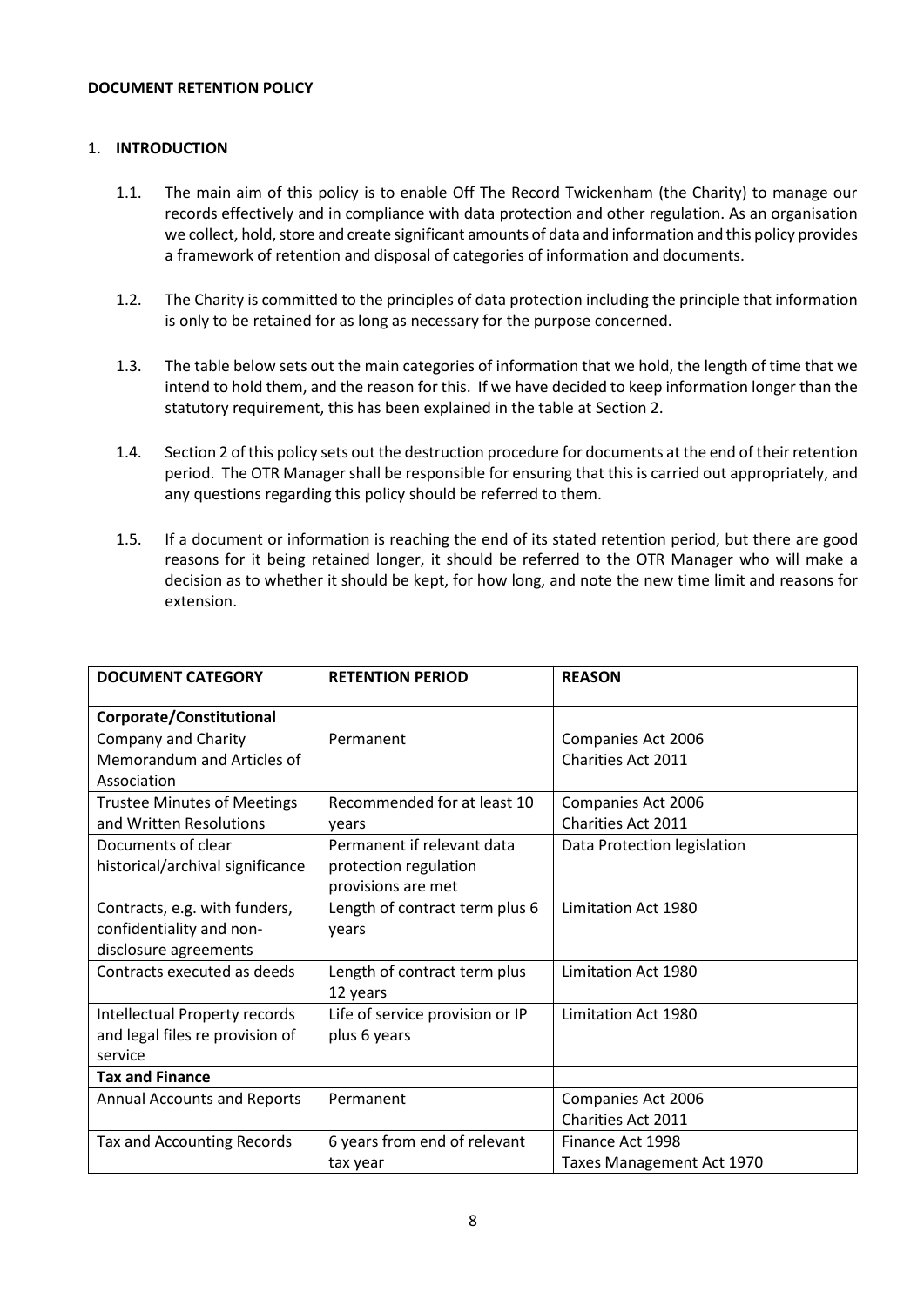**DOCUMENT RETENTION POLICY**

1. **INTRODUCTION**

   1.1. The main aim of this policy is to enable Off The Record Twickenham (the Charity) to manage our records effectively and in compliance with data protection and other regulation. As an organisation we collect, hold, store and create significant amounts of data and information and this policy provides a framework of retention and disposal of categories of information and documents.

   1.2. The Charity is committed to the principles of data protection including the principle that information is only to be retained for as long as necessary for the purpose concerned.

   1.3. The table below sets out the main categories of information that we hold, the length of time that we intend to hold them, and the reason for this. If we have decided to keep information longer than the statutory requirement, this has been explained in the table at Section 2.

   1.4. Section 2 of this policy sets out the destruction procedure for documents at the end of their retention period. The OTR Manager shall be responsible for ensuring that this is carried out appropriately, and any questions regarding this policy should be referred to them.

   1.5. If a document or information is reaching the end of its stated retention period, but there are good reasons for it being retained longer, it should be referred to the OTR Manager who will make a decision as to whether it should be kept, for how long, and note the new time limit and reasons for extension.

| DOCUMENT CATEGORY | RETENTION PERIOD | REASON |
|---|---|---|
| **Corporate/Constitutional** | | |
| Company and Charity Memorandum and Articles of Association | Permanent | Companies Act 2006<br>Charities Act 2011 |
| Trustee Minutes of Meetings and Written Resolutions | Recommended for at least 10 years | Companies Act 2006<br>Charities Act 2011 |
| Documents of clear historical/archival significance | Permanent if relevant data protection regulation provisions are met | Data Protection legislation |
| Contracts, e.g. with funders, confidentiality and non-disclosure agreements | Length of contract term plus 6 years | Limitation Act 1980 |
| Contracts executed as deeds | Length of contract term plus 12 years | Limitation Act 1980 |
| Intellectual Property records and legal files re provision of service | Life of service provision or IP plus 6 years | Limitation Act 1980 |
| **Tax and Finance** | | |
| Annual Accounts and Reports | Permanent | Companies Act 2006<br>Charities Act 2011 |
| Tax and Accounting Records | 6 years from end of relevant tax year | Finance Act 1998<br>Taxes Management Act 1970 |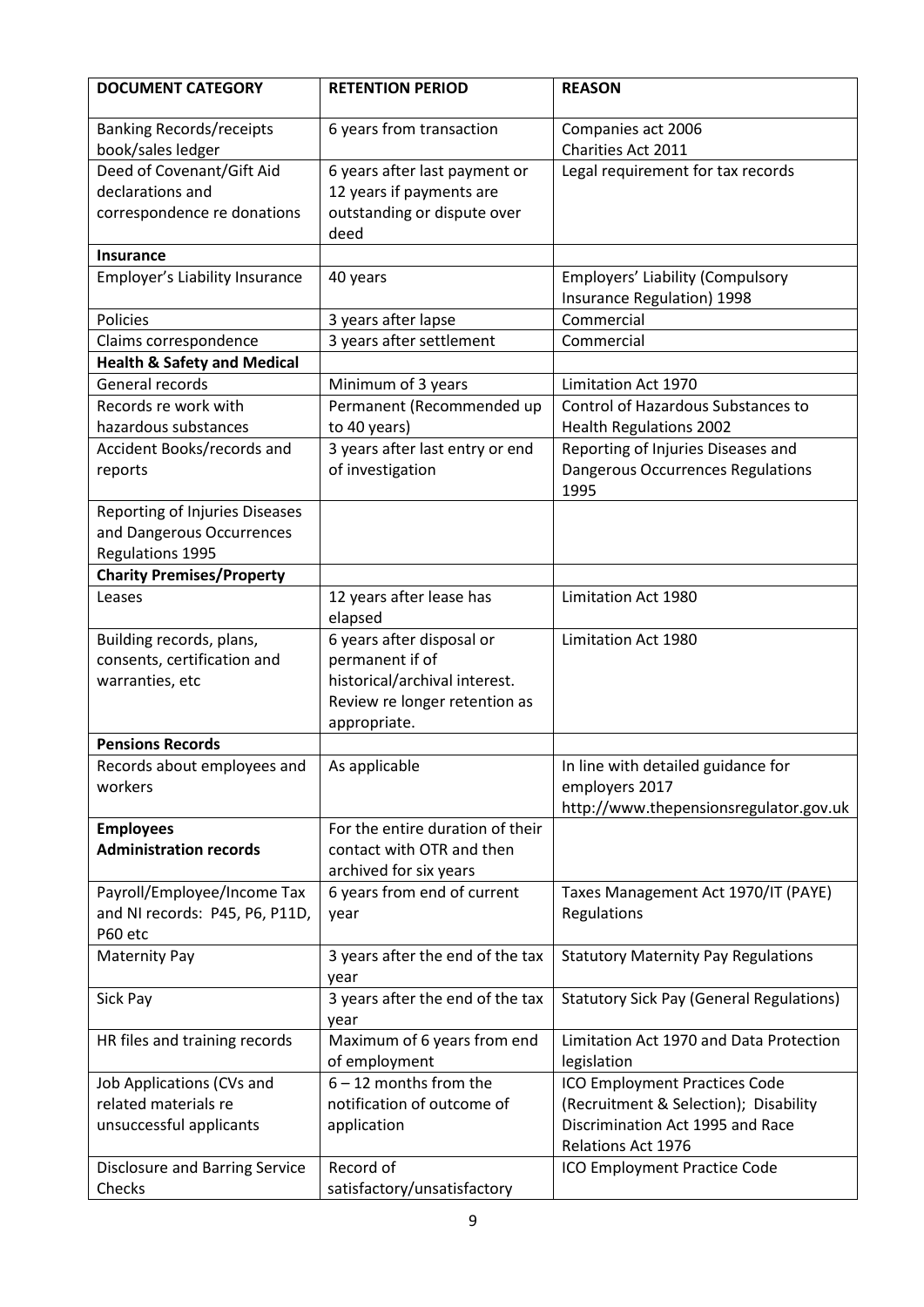| **DOCUMENT CATEGORY** | **RETENTION PERIOD** | **REASON** |
|---|---|---|
| Banking Records/receipts book/sales ledger | 6 years from transaction | Companies act 2006 Charities Act 2011 |
| Deed of Covenant/Gift Aid declarations and correspondence re donations | 6 years after last payment or 12 years if payments are outstanding or dispute over deed | Legal requirement for tax records |
| **Insurance** | | |
| Employer's Liability Insurance | 40 years | Employers' Liability (Compulsory Insurance Regulation) 1998 |
| Policies | 3 years after lapse | Commercial |
| Claims correspondence | 3 years after settlement | Commercial |
| **Health & Safety and Medical** | | |
| General records | Minimum of 3 years | Limitation Act 1970 |
| Records re work with hazardous substances | Permanent (Recommended up to 40 years) | Control of Hazardous Substances to Health Regulations 2002 |
| Accident Books/records and reports | 3 years after last entry or end of investigation | Reporting of Injuries Diseases and Dangerous Occurrences Regulations 1995 |
| Reporting of Injuries Diseases and Dangerous Occurrences Regulations 1995 | | |
| **Charity Premises/Property** | | |
| Leases | 12 years after lease has elapsed | Limitation Act 1980 |
| Building records, plans, consents, certification and warranties, etc | 6 years after disposal or permanent if of historical/archival interest. Review re longer retention as appropriate. | Limitation Act 1980 |
| **Pensions Records** | | |
| Records about employees and workers | As applicable | In line with detailed guidance for employers 2017 http://www.thepensionsregulator.gov.uk |
| **Employees** **Administration records** | For the entire duration of their contact with OTR and then archived for six years | |
| Payroll/Employee/Income Tax and NI records: P45, P6, P11D, P60 etc | 6 years from end of current year | Taxes Management Act 1970/IT (PAYE) Regulations |
| Maternity Pay | 3 years after the end of the tax year | Statutory Maternity Pay Regulations |
| Sick Pay | 3 years after the end of the tax year | Statutory Sick Pay (General Regulations) |
| HR files and training records | Maximum of 6 years from end of employment | Limitation Act 1970 and Data Protection legislation |
| Job Applications (CVs and related materials re unsuccessful applicants | 6 – 12 months from the notification of outcome of application | ICO Employment Practices Code (Recruitment & Selection); Disability Discrimination Act 1995 and Race Relations Act 1976 |
| Disclosure and Barring Service Checks | Record of satisfactory/unsatisfactory | ICO Employment Practice Code |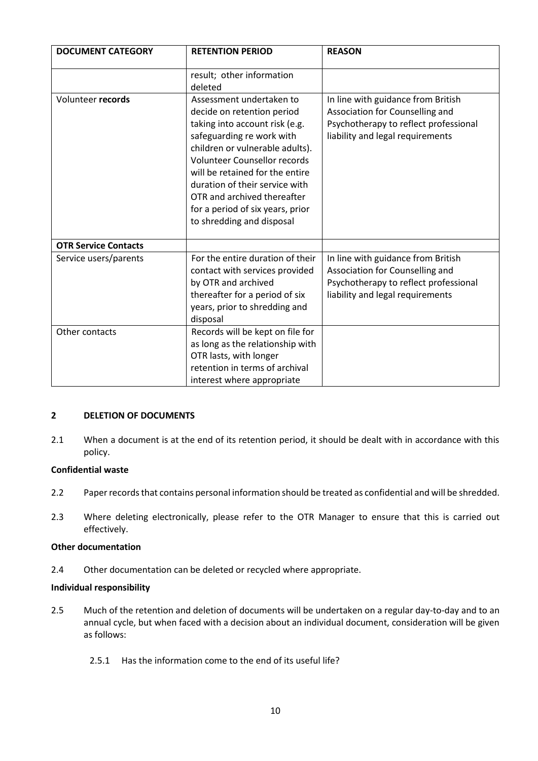| DOCUMENT CATEGORY | RETENTION PERIOD | REASON |
|---|---|---|
| | result; other information deleted | |
| Volunteer **records** | Assessment undertaken to decide on retention period taking into account risk (e.g. safeguarding re work with children or vulnerable adults). Volunteer Counsellor records will be retained for the entire duration of their service with OTR and archived thereafter for a period of six years, prior to shredding and disposal | In line with guidance from British Association for Counselling and Psychotherapy to reflect professional liability and legal requirements |
| **OTR Service Contacts** | | |
| Service users/parents | For the entire duration of their contact with services provided by OTR and archived thereafter for a period of six years, prior to shredding and disposal | In line with guidance from British Association for Counselling and Psychotherapy to reflect professional liability and legal requirements |
| Other contacts | Records will be kept on file for as long as the relationship with OTR lasts, with longer retention in terms of archival interest where appropriate | |

## 2 DELETION OF DOCUMENTS

2.1 When a document is at the end of its retention period, it should be dealt with in accordance with this policy.

**Confidential waste**

2.2 Paper records that contains personal information should be treated as confidential and will be shredded.

2.3 Where deleting electronically, please refer to the OTR Manager to ensure that this is carried out effectively.

**Other documentation**

2.4 Other documentation can be deleted or recycled where appropriate.

**Individual responsibility**

2.5 Much of the retention and deletion of documents will be undertaken on a regular day-to-day and to an annual cycle, but when faced with a decision about an individual document, consideration will be given as follows:

2.5.1 Has the information come to the end of its useful life?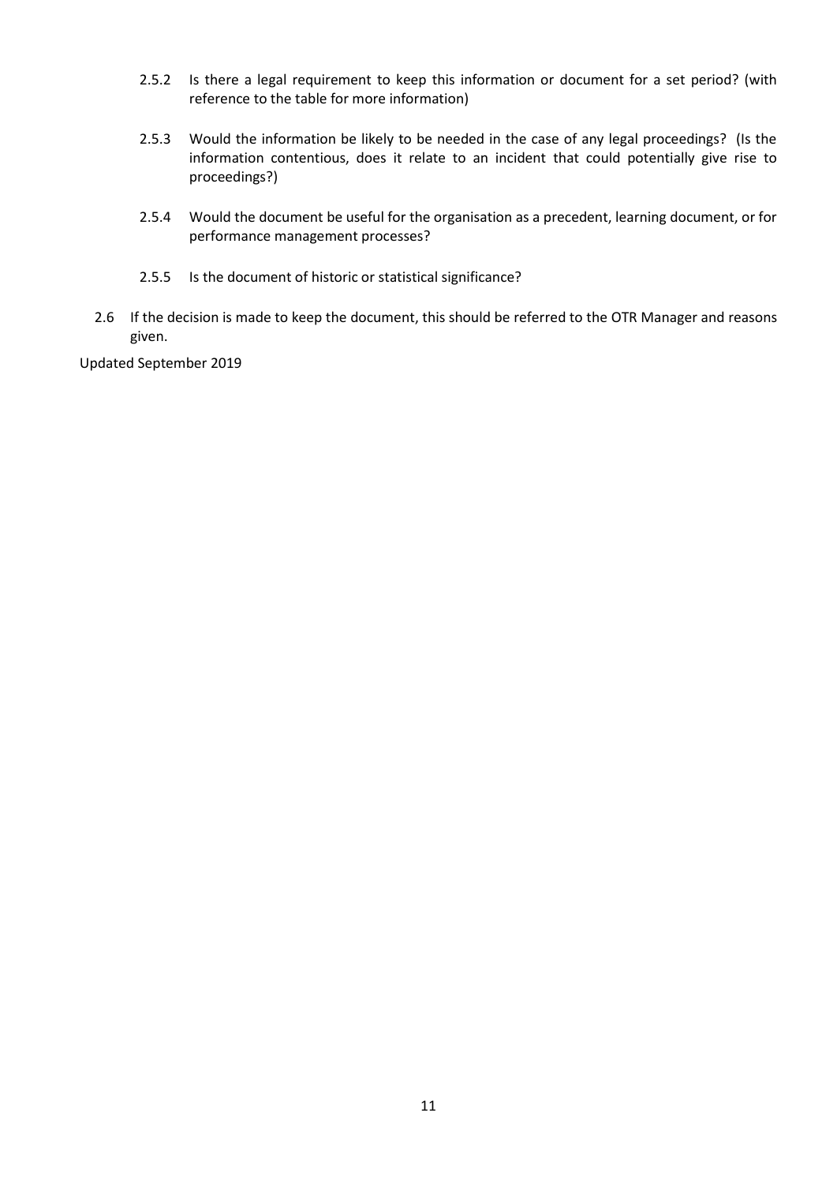2.5.2 Is there a legal requirement to keep this information or document for a set period? (with reference to the table for more information)

2.5.3 Would the information be likely to be needed in the case of any legal proceedings? (Is the information contentious, does it relate to an incident that could potentially give rise to proceedings?)

2.5.4 Would the document be useful for the organisation as a precedent, learning document, or for performance management processes?

2.5.5 Is the document of historic or statistical significance?

2.6 If the decision is made to keep the document, this should be referred to the OTR Manager and reasons given.

Updated September 2019